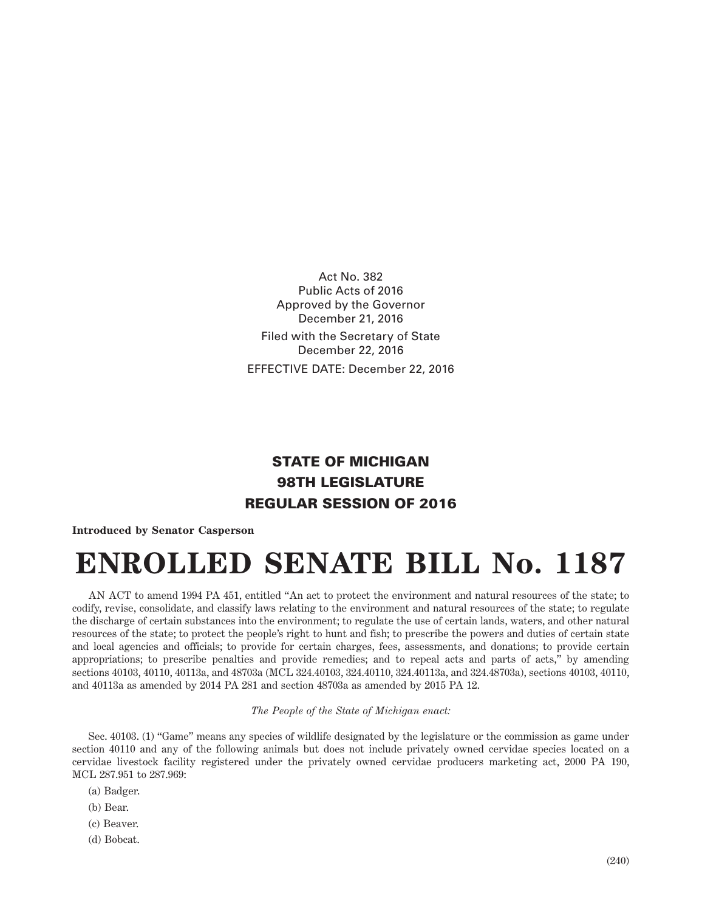Act No. 382
Public Acts of 2016
Approved by the Governor
December 21, 2016

Filed with the Secretary of State
December 22, 2016

EFFECTIVE DATE: December 22, 2016

## STATE OF MICHIGAN
## 98TH LEGISLATURE
## REGULAR SESSION OF 2016

**Introduced by Senator Casperson**

# ENROLLED SENATE BILL No. 1187

AN ACT to amend 1994 PA 451, entitled "An act to protect the environment and natural resources of the state; to codify, revise, consolidate, and classify laws relating to the environment and natural resources of the state; to regulate the discharge of certain substances into the environment; to regulate the use of certain lands, waters, and other natural resources of the state; to protect the people's right to hunt and fish; to prescribe the powers and duties of certain state and local agencies and officials; to provide for certain charges, fees, assessments, and donations; to provide certain appropriations; to prescribe penalties and provide remedies; and to repeal acts and parts of acts," by amending sections 40103, 40110, 40113a, and 48703a (MCL 324.40103, 324.40110, 324.40113a, and 324.48703a), sections 40103, 40110, and 40113a as amended by 2014 PA 281 and section 48703a as amended by 2015 PA 12.

*The People of the State of Michigan enact:*

Sec. 40103. (1) "Game" means any species of wildlife designated by the legislature or the commission as game under section 40110 and any of the following animals but does not include privately owned cervidae species located on a cervidae livestock facility registered under the privately owned cervidae producers marketing act, 2000 PA 190, MCL 287.951 to 287.969:

(a) Badger.

(b) Bear.

(c) Beaver.

(d) Bobcat.

(240)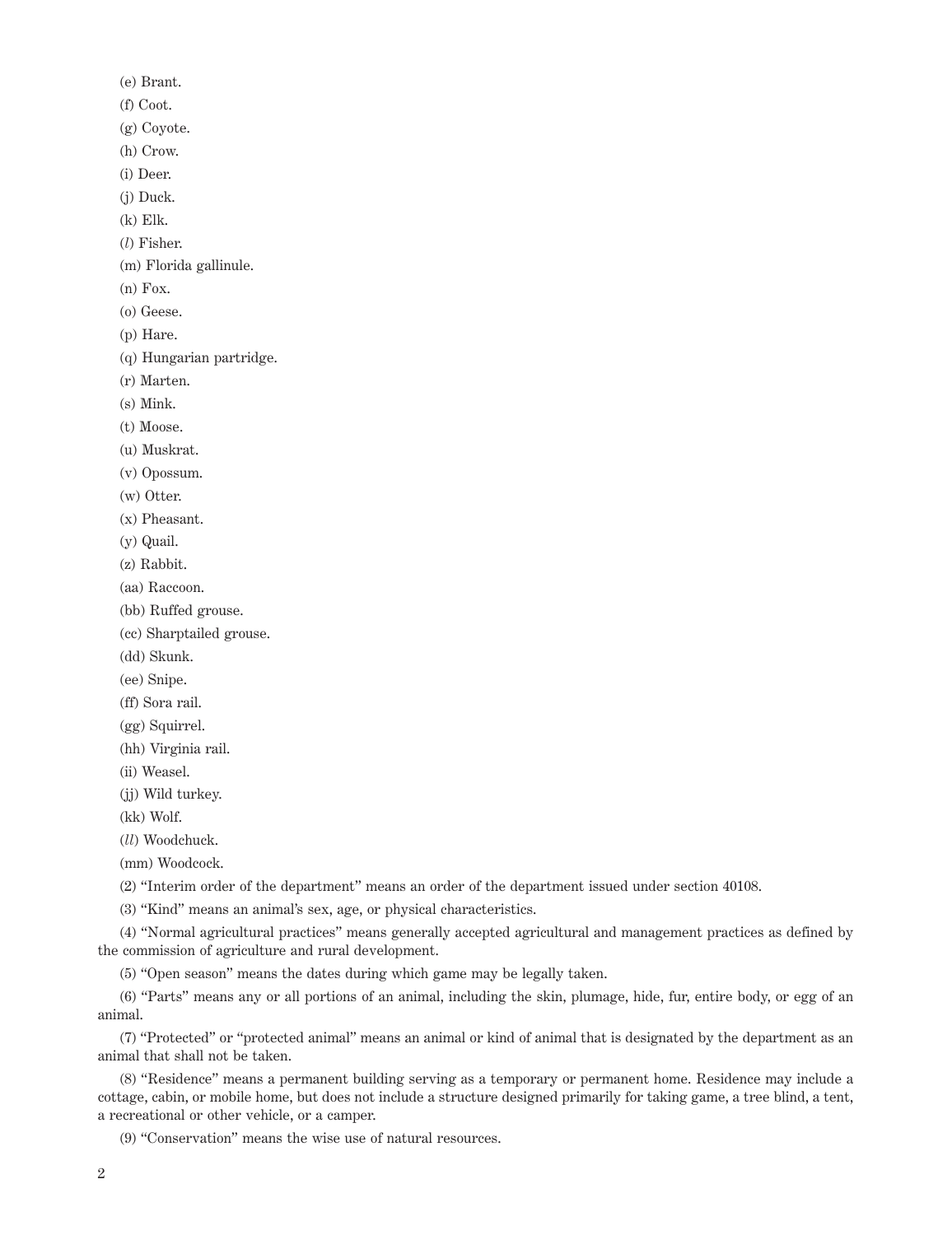(e) Brant.

(f) Coot.

(g) Coyote.

(h) Crow.

(i) Deer.

(j) Duck.

(k) Elk.

(*l*) Fisher.

(m) Florida gallinule.

(n) Fox.

(o) Geese.

(p) Hare.

(q) Hungarian partridge.

(r) Marten.

(s) Mink.

(t) Moose.

(u) Muskrat.

(v) Opossum.

(w) Otter.

(x) Pheasant.

(y) Quail.

(z) Rabbit.

(aa) Raccoon.

(bb) Ruffed grouse.

(cc) Sharptailed grouse.

(dd) Skunk.

(ee) Snipe.

(ff) Sora rail.

(gg) Squirrel.

(hh) Virginia rail.

(ii) Weasel.

(jj) Wild turkey.

(kk) Wolf.

(*ll*) Woodchuck.

(mm) Woodcock.

(2) "Interim order of the department" means an order of the department issued under section 40108.

(3) "Kind" means an animal's sex, age, or physical characteristics.

(4) "Normal agricultural practices" means generally accepted agricultural and management practices as defined by the commission of agriculture and rural development.

(5) "Open season" means the dates during which game may be legally taken.

(6) "Parts" means any or all portions of an animal, including the skin, plumage, hide, fur, entire body, or egg of an animal.

(7) "Protected" or "protected animal" means an animal or kind of animal that is designated by the department as an animal that shall not be taken.

(8) "Residence" means a permanent building serving as a temporary or permanent home. Residence may include a cottage, cabin, or mobile home, but does not include a structure designed primarily for taking game, a tree blind, a tent, a recreational or other vehicle, or a camper.

(9) "Conservation" means the wise use of natural resources.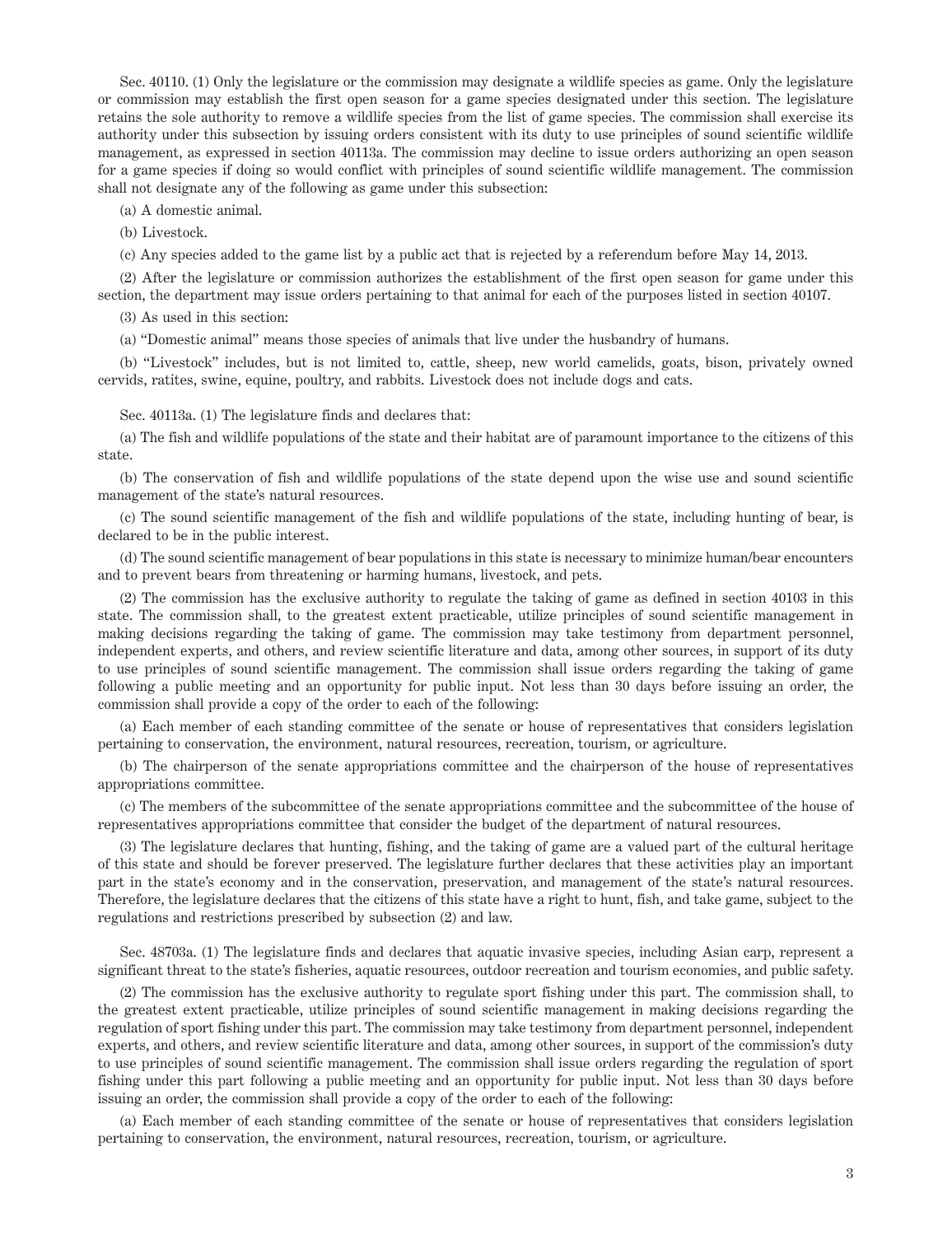Sec. 40110. (1) Only the legislature or the commission may designate a wildlife species as game. Only the legislature or commission may establish the first open season for a game species designated under this section. The legislature retains the sole authority to remove a wildlife species from the list of game species. The commission shall exercise its authority under this subsection by issuing orders consistent with its duty to use principles of sound scientific wildlife management, as expressed in section 40113a. The commission may decline to issue orders authorizing an open season for a game species if doing so would conflict with principles of sound scientific wildlife management. The commission shall not designate any of the following as game under this subsection:

(a) A domestic animal.

(b) Livestock.

(c) Any species added to the game list by a public act that is rejected by a referendum before May 14, 2013.

(2) After the legislature or commission authorizes the establishment of the first open season for game under this section, the department may issue orders pertaining to that animal for each of the purposes listed in section 40107.

(3) As used in this section:

(a) "Domestic animal" means those species of animals that live under the husbandry of humans.

(b) "Livestock" includes, but is not limited to, cattle, sheep, new world camelids, goats, bison, privately owned cervids, ratites, swine, equine, poultry, and rabbits. Livestock does not include dogs and cats.

Sec. 40113a. (1) The legislature finds and declares that:

(a) The fish and wildlife populations of the state and their habitat are of paramount importance to the citizens of this state.

(b) The conservation of fish and wildlife populations of the state depend upon the wise use and sound scientific management of the state's natural resources.

(c) The sound scientific management of the fish and wildlife populations of the state, including hunting of bear, is declared to be in the public interest.

(d) The sound scientific management of bear populations in this state is necessary to minimize human/bear encounters and to prevent bears from threatening or harming humans, livestock, and pets.

(2) The commission has the exclusive authority to regulate the taking of game as defined in section 40103 in this state. The commission shall, to the greatest extent practicable, utilize principles of sound scientific management in making decisions regarding the taking of game. The commission may take testimony from department personnel, independent experts, and others, and review scientific literature and data, among other sources, in support of its duty to use principles of sound scientific management. The commission shall issue orders regarding the taking of game following a public meeting and an opportunity for public input. Not less than 30 days before issuing an order, the commission shall provide a copy of the order to each of the following:

(a) Each member of each standing committee of the senate or house of representatives that considers legislation pertaining to conservation, the environment, natural resources, recreation, tourism, or agriculture.

(b) The chairperson of the senate appropriations committee and the chairperson of the house of representatives appropriations committee.

(c) The members of the subcommittee of the senate appropriations committee and the subcommittee of the house of representatives appropriations committee that consider the budget of the department of natural resources.

(3) The legislature declares that hunting, fishing, and the taking of game are a valued part of the cultural heritage of this state and should be forever preserved. The legislature further declares that these activities play an important part in the state's economy and in the conservation, preservation, and management of the state's natural resources. Therefore, the legislature declares that the citizens of this state have a right to hunt, fish, and take game, subject to the regulations and restrictions prescribed by subsection (2) and law.

Sec. 48703a. (1) The legislature finds and declares that aquatic invasive species, including Asian carp, represent a significant threat to the state's fisheries, aquatic resources, outdoor recreation and tourism economies, and public safety.

(2) The commission has the exclusive authority to regulate sport fishing under this part. The commission shall, to the greatest extent practicable, utilize principles of sound scientific management in making decisions regarding the regulation of sport fishing under this part. The commission may take testimony from department personnel, independent experts, and others, and review scientific literature and data, among other sources, in support of the commission's duty to use principles of sound scientific management. The commission shall issue orders regarding the regulation of sport fishing under this part following a public meeting and an opportunity for public input. Not less than 30 days before issuing an order, the commission shall provide a copy of the order to each of the following:

(a) Each member of each standing committee of the senate or house of representatives that considers legislation pertaining to conservation, the environment, natural resources, recreation, tourism, or agriculture.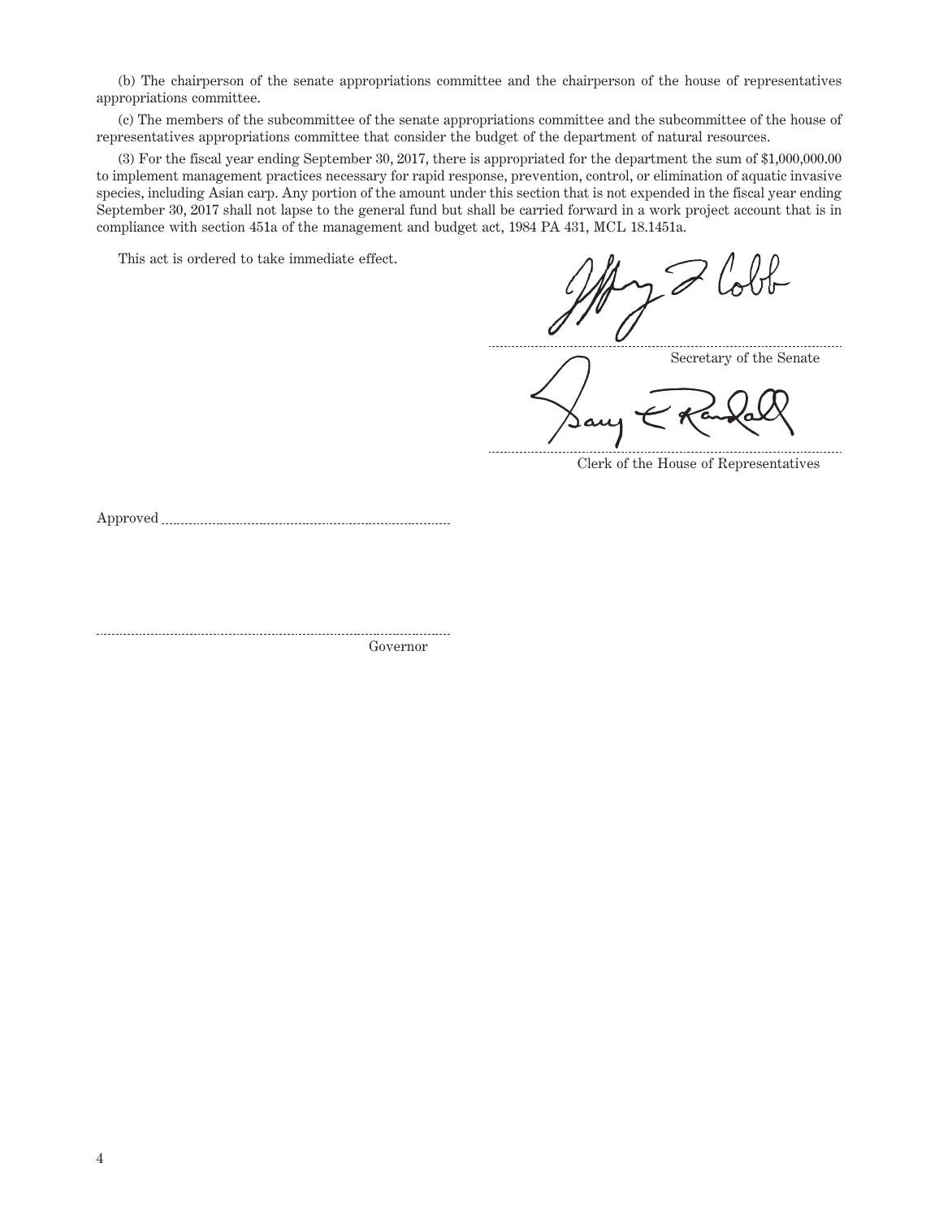(b) The chairperson of the senate appropriations committee and the chairperson of the house of representatives appropriations committee.

(c) The members of the subcommittee of the senate appropriations committee and the subcommittee of the house of representatives appropriations committee that consider the budget of the department of natural resources.

(3) For the fiscal year ending September 30, 2017, there is appropriated for the department the sum of $1,000,000.00 to implement management practices necessary for rapid response, prevention, control, or elimination of aquatic invasive species, including Asian carp. Any portion of the amount under this section that is not expended in the fiscal year ending September 30, 2017 shall not lapse to the general fund but shall be carried forward in a work project account that is in compliance with section 451a of the management and budget act, 1984 PA 431, MCL 18.1451a.

This act is ordered to take immediate effect.

Secretary of the Senate

Clerk of the House of Representatives

Approved

Governor